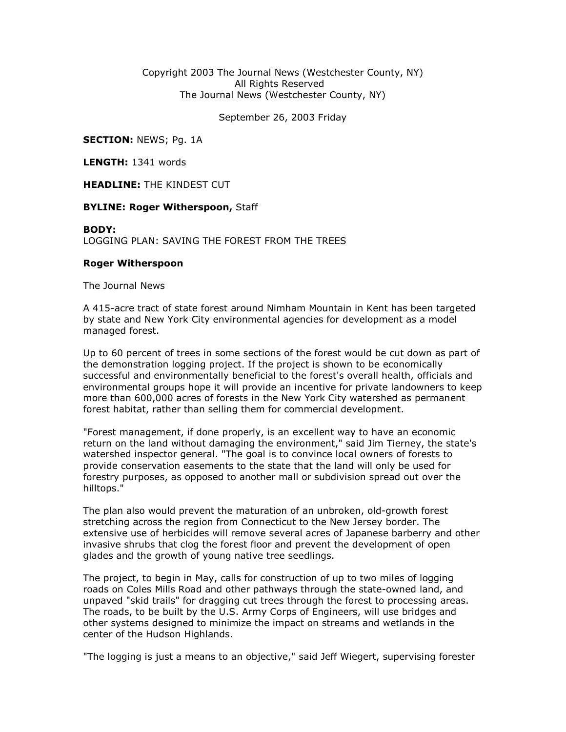Copyright 2003 The Journal News (Westchester County, NY)
All Rights Reserved
The Journal News (Westchester County, NY)

September 26, 2003 Friday

**SECTION:** NEWS; Pg. 1A

**LENGTH:** 1341 words

**HEADLINE:** THE KINDEST CUT

**BYLINE: Roger Witherspoon,** Staff

**BODY:**
LOGGING PLAN: SAVING THE FOREST FROM THE TREES

**Roger Witherspoon**

The Journal News

A 415-acre tract of state forest around Nimham Mountain in Kent has been targeted by state and New York City environmental agencies for development as a model managed forest.

Up to 60 percent of trees in some sections of the forest would be cut down as part of the demonstration logging project. If the project is shown to be economically successful and environmentally beneficial to the forest's overall health, officials and environmental groups hope it will provide an incentive for private landowners to keep more than 600,000 acres of forests in the New York City watershed as permanent forest habitat, rather than selling them for commercial development.

"Forest management, if done properly, is an excellent way to have an economic return on the land without damaging the environment," said Jim Tierney, the state's watershed inspector general. "The goal is to convince local owners of forests to provide conservation easements to the state that the land will only be used for forestry purposes, as opposed to another mall or subdivision spread out over the hilltops."

The plan also would prevent the maturation of an unbroken, old-growth forest stretching across the region from Connecticut to the New Jersey border. The extensive use of herbicides will remove several acres of Japanese barberry and other invasive shrubs that clog the forest floor and prevent the development of open glades and the growth of young native tree seedlings.

The project, to begin in May, calls for construction of up to two miles of logging roads on Coles Mills Road and other pathways through the state-owned land, and unpaved "skid trails" for dragging cut trees through the forest to processing areas. The roads, to be built by the U.S. Army Corps of Engineers, will use bridges and other systems designed to minimize the impact on streams and wetlands in the center of the Hudson Highlands.

"The logging is just a means to an objective," said Jeff Wiegert, supervising forester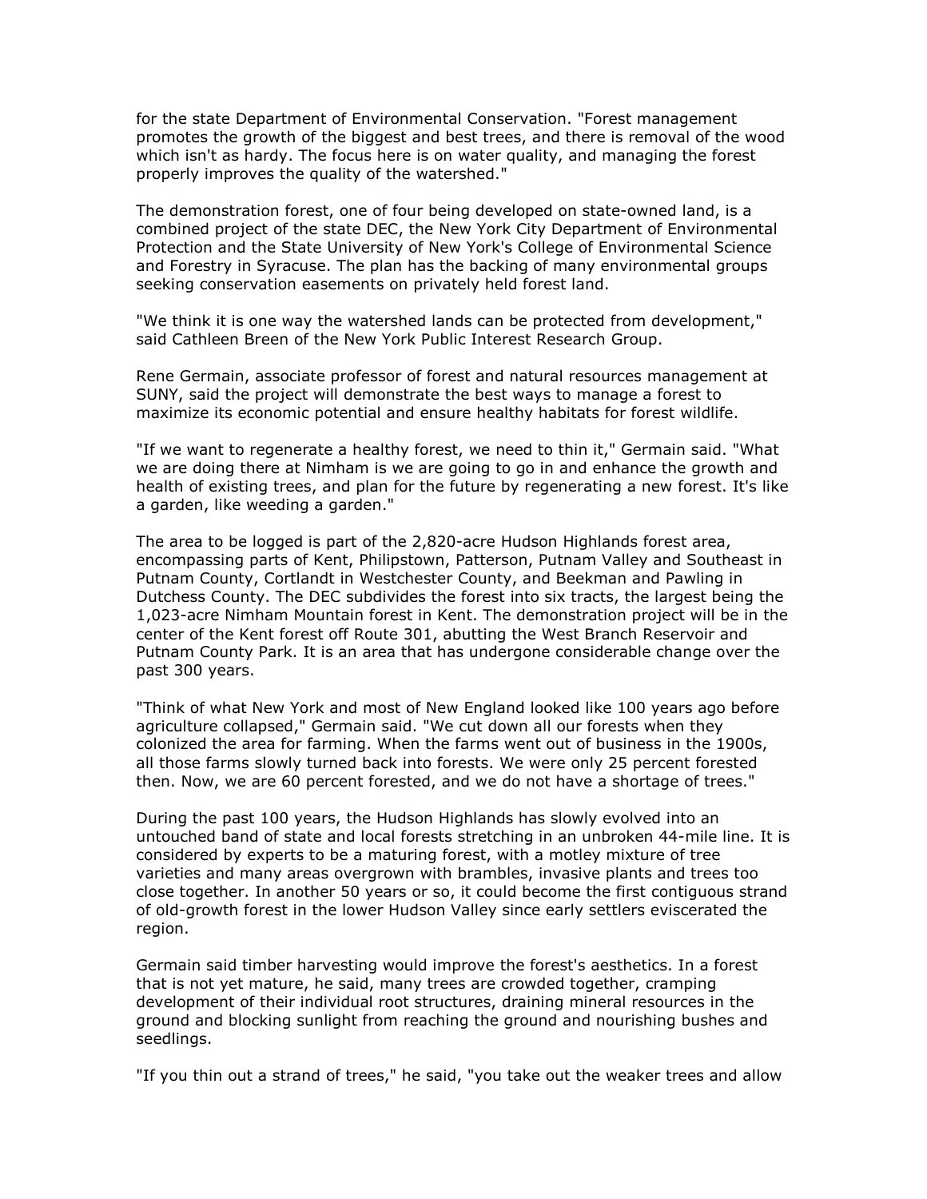for the state Department of Environmental Conservation. "Forest management promotes the growth of the biggest and best trees, and there is removal of the wood which isn't as hardy. The focus here is on water quality, and managing the forest properly improves the quality of the watershed."

The demonstration forest, one of four being developed on state-owned land, is a combined project of the state DEC, the New York City Department of Environmental Protection and the State University of New York's College of Environmental Science and Forestry in Syracuse. The plan has the backing of many environmental groups seeking conservation easements on privately held forest land.

"We think it is one way the watershed lands can be protected from development," said Cathleen Breen of the New York Public Interest Research Group.

Rene Germain, associate professor of forest and natural resources management at SUNY, said the project will demonstrate the best ways to manage a forest to maximize its economic potential and ensure healthy habitats for forest wildlife.

"If we want to regenerate a healthy forest, we need to thin it," Germain said. "What we are doing there at Nimham is we are going to go in and enhance the growth and health of existing trees, and plan for the future by regenerating a new forest. It's like a garden, like weeding a garden."

The area to be logged is part of the 2,820-acre Hudson Highlands forest area, encompassing parts of Kent, Philipstown, Patterson, Putnam Valley and Southeast in Putnam County, Cortlandt in Westchester County, and Beekman and Pawling in Dutchess County. The DEC subdivides the forest into six tracts, the largest being the 1,023-acre Nimham Mountain forest in Kent. The demonstration project will be in the center of the Kent forest off Route 301, abutting the West Branch Reservoir and Putnam County Park. It is an area that has undergone considerable change over the past 300 years.

"Think of what New York and most of New England looked like 100 years ago before agriculture collapsed," Germain said. "We cut down all our forests when they colonized the area for farming. When the farms went out of business in the 1900s, all those farms slowly turned back into forests. We were only 25 percent forested then. Now, we are 60 percent forested, and we do not have a shortage of trees."

During the past 100 years, the Hudson Highlands has slowly evolved into an untouched band of state and local forests stretching in an unbroken 44-mile line. It is considered by experts to be a maturing forest, with a motley mixture of tree varieties and many areas overgrown with brambles, invasive plants and trees too close together. In another 50 years or so, it could become the first contiguous strand of old-growth forest in the lower Hudson Valley since early settlers eviscerated the region.

Germain said timber harvesting would improve the forest's aesthetics. In a forest that is not yet mature, he said, many trees are crowded together, cramping development of their individual root structures, draining mineral resources in the ground and blocking sunlight from reaching the ground and nourishing bushes and seedlings.

"If you thin out a strand of trees," he said, "you take out the weaker trees and allow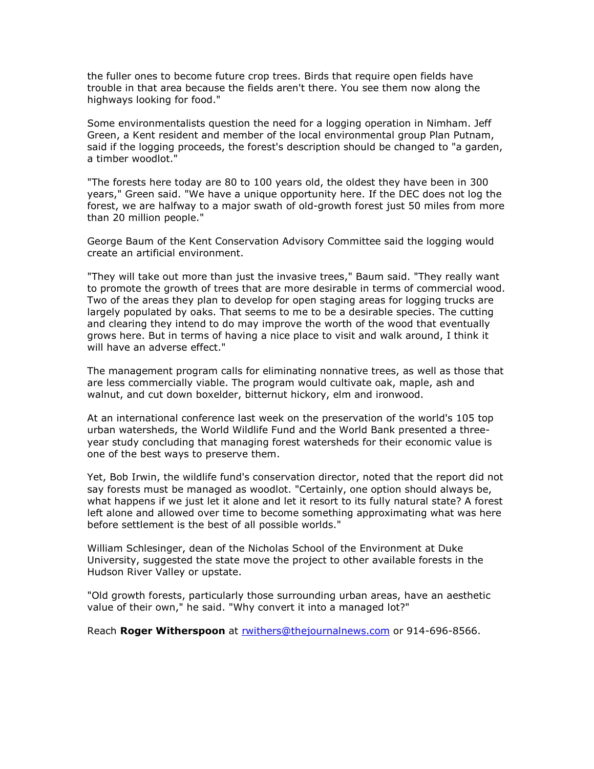the fuller ones to become future crop trees. Birds that require open fields have trouble in that area because the fields aren't there. You see them now along the highways looking for food."

Some environmentalists question the need for a logging operation in Nimham. Jeff Green, a Kent resident and member of the local environmental group Plan Putnam, said if the logging proceeds, the forest's description should be changed to "a garden, a timber woodlot."

"The forests here today are 80 to 100 years old, the oldest they have been in 300 years," Green said. "We have a unique opportunity here. If the DEC does not log the forest, we are halfway to a major swath of old-growth forest just 50 miles from more than 20 million people."

George Baum of the Kent Conservation Advisory Committee said the logging would create an artificial environment.

"They will take out more than just the invasive trees," Baum said. "They really want to promote the growth of trees that are more desirable in terms of commercial wood. Two of the areas they plan to develop for open staging areas for logging trucks are largely populated by oaks. That seems to me to be a desirable species. The cutting and clearing they intend to do may improve the worth of the wood that eventually grows here. But in terms of having a nice place to visit and walk around, I think it will have an adverse effect."

The management program calls for eliminating nonnative trees, as well as those that are less commercially viable. The program would cultivate oak, maple, ash and walnut, and cut down boxelder, bitternut hickory, elm and ironwood.

At an international conference last week on the preservation of the world's 105 top urban watersheds, the World Wildlife Fund and the World Bank presented a three-year study concluding that managing forest watersheds for their economic value is one of the best ways to preserve them.

Yet, Bob Irwin, the wildlife fund's conservation director, noted that the report did not say forests must be managed as woodlot. "Certainly, one option should always be, what happens if we just let it alone and let it resort to its fully natural state? A forest left alone and allowed over time to become something approximating what was here before settlement is the best of all possible worlds."

William Schlesinger, dean of the Nicholas School of the Environment at Duke University, suggested the state move the project to other available forests in the Hudson River Valley or upstate.

"Old growth forests, particularly those surrounding urban areas, have an aesthetic value of their own," he said. "Why convert it into a managed lot?"

Reach **Roger Witherspoon** at rwithers@thejournalnews.com or 914-696-8566.